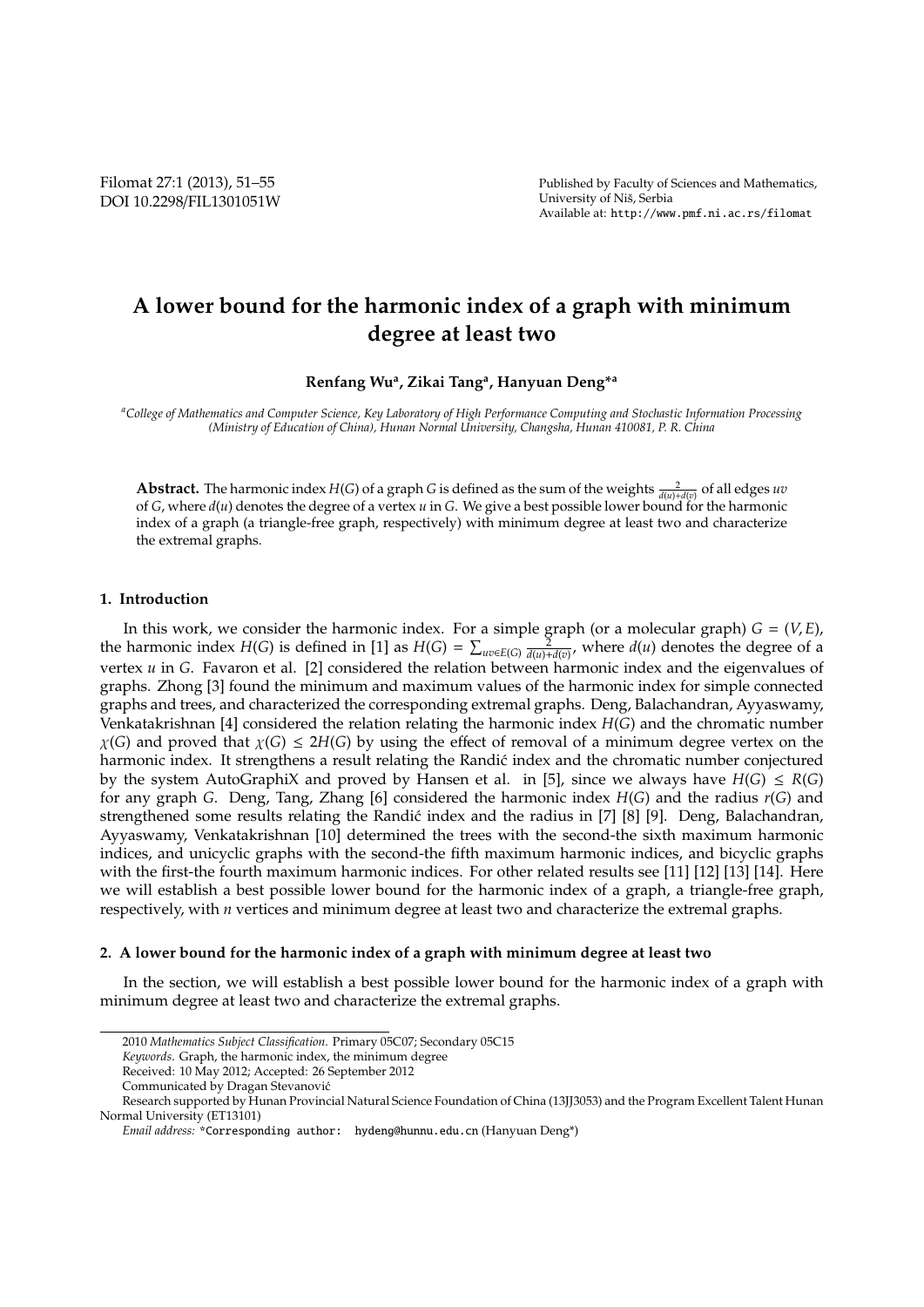# A lower bound for the harmonic index of a graph with minimum degree at least two

**Renfang Wu[a], Zikai Tang[a], Hanyuan Deng*[a]**

[a]*College of Mathematics and Computer Science, Key Laboratory of High Performance Computing and Stochastic Information Processing (Ministry of Education of China), Hunan Normal University, Changsha, Hunan 410081, P. R. China*

**Abstract.** The harmonic index $H(G)$ of a graph $G$ is defined as the sum of the weights $\frac{2}{d(u)+d(v)}$ of all edges $uv$ of $G$, where $d(u)$ denotes the degree of a vertex $u$ in $G$. We give a best possible lower bound for the harmonic index of a graph (a triangle-free graph, respectively) with minimum degree at least two and characterize the extremal graphs.

## 1. Introduction

In this work, we consider the harmonic index. For a simple graph (or a molecular graph) $G = (V, E)$, the harmonic index $H(G)$ is defined in [1] as $H(G) = \sum_{uv \in E(G)} \frac{2}{d(u)+d(v)}$, where $d(u)$ denotes the degree of a vertex $u$ in $G$. Favaron et al. [2] considered the relation between harmonic index and the eigenvalues of graphs. Zhong [3] found the minimum and maximum values of the harmonic index for simple connected graphs and trees, and characterized the corresponding extremal graphs. Deng, Balachandran, Ayyaswamy, Venkatakrishnan [4] considered the relation relating the harmonic index $H(G)$ and the chromatic number $\chi(G)$ and proved that $\chi(G) \leq 2H(G)$ by using the effect of removal of a minimum degree vertex on the harmonic index. It strengthens a result relating the Randić index and the chromatic number conjectured by the system AutoGraphiX and proved by Hansen et al. in [5], since we always have $H(G) \leq R(G)$ for any graph $G$. Deng, Tang, Zhang [6] considered the harmonic index $H(G)$ and the radius $r(G)$ and strengthened some results relating the Randić index and the radius in [7] [8] [9]. Deng, Balachandran, Ayyaswamy, Venkatakrishnan [10] determined the trees with the second-the sixth maximum harmonic indices, and unicyclic graphs with the second-the fifth maximum harmonic indices, and bicyclic graphs with the first-the fourth maximum harmonic indices. For other related results see [11] [12] [13] [14]. Here we will establish a best possible lower bound for the harmonic index of a graph, a triangle-free graph, respectively, with $n$ vertices and minimum degree at least two and characterize the extremal graphs.

## 2. A lower bound for the harmonic index of a graph with minimum degree at least two

In the section, we will establish a best possible lower bound for the harmonic index of a graph with minimum degree at least two and characterize the extremal graphs.

---

2010 *Mathematics Subject Classification*. Primary 05C07; Secondary 05C15

*Keywords*. Graph, the harmonic index, the minimum degree

Received: 10 May 2012; Accepted: 26 September 2012

Communicated by Dragan Stevanović

Research supported by Hunan Provincial Natural Science Foundation of China (13JJ3053) and the Program Excellent Talent Hunan Normal University (ET13101)

*Email address:* *Corresponding author: hydeng@hunnu.edu.cn (Hanyuan Deng*)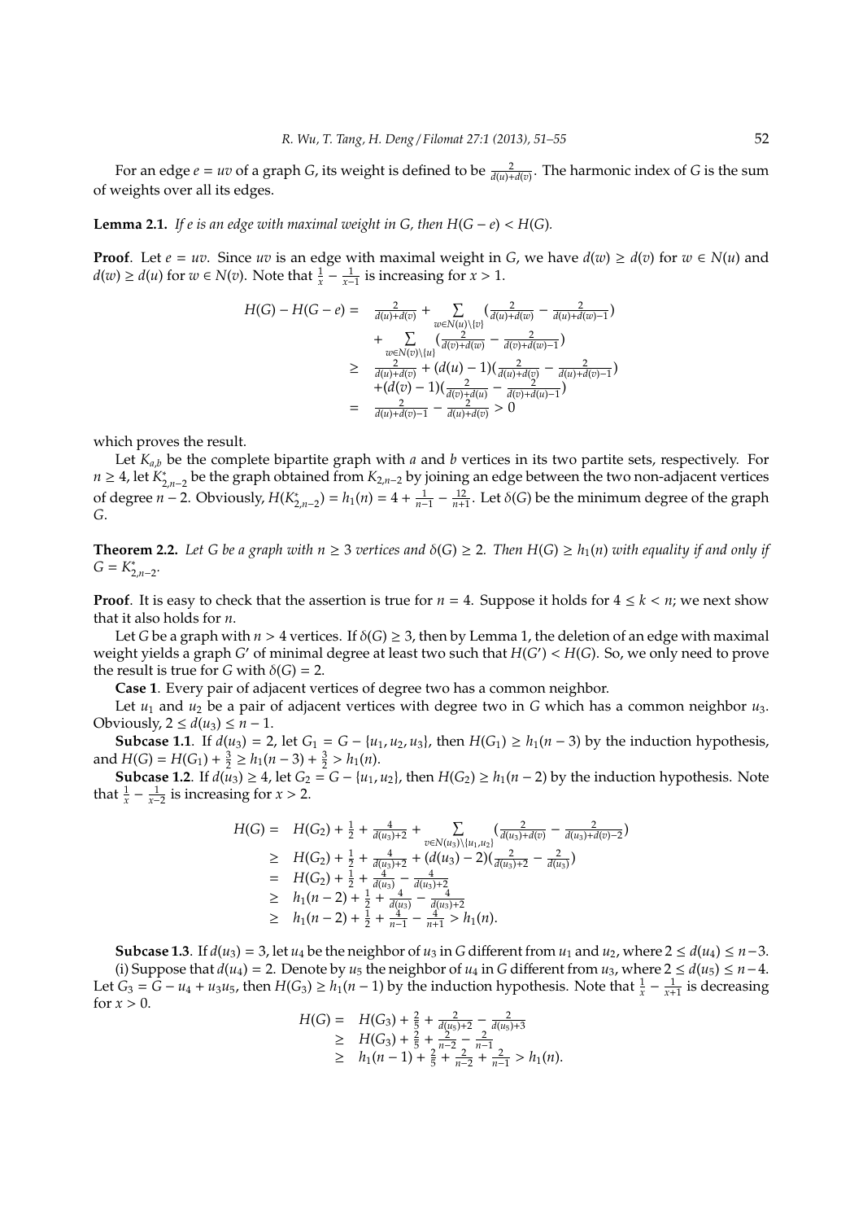For an edge $e = uv$ of a graph $G$, its weight is defined to be $\frac{2}{d(u)+d(v)}$. The harmonic index of $G$ is the sum of weights over all its edges.

**Lemma 2.1.** *If $e$ is an edge with maximal weight in $G$, then $H(G-e) < H(G)$.*

**Proof**. Let $e = uv$. Since $uv$ is an edge with maximal weight in $G$, we have $d(w) \geq d(v)$ for $w \in N(u)$ and $d(w) \geq d(u)$ for $w \in N(v)$. Note that $\frac{1}{x} - \frac{1}{x-1}$ is increasing for $x > 1$.

$$
\begin{aligned}
H(G) - H(G-e) = & \ \frac{2}{d(u)+d(v)} + \sum_{w \in N(u)\setminus\{v\}} \left(\frac{2}{d(u)+d(w)} - \frac{2}{d(u)+d(w)-1}\right) \\
& + \sum_{w \in N(v)\setminus\{u\}} \left(\frac{2}{d(v)+d(w)} - \frac{2}{d(v)+d(w)-1}\right) \\
\geq & \ \frac{2}{d(u)+d(v)} + (d(u)-1)\left(\frac{2}{d(u)+d(v)} - \frac{2}{d(u)+d(v)-1}\right) \\
& + (d(v)-1)\left(\frac{2}{d(v)+d(u)} - \frac{2}{d(v)+d(u)-1}\right) \\
= & \ \frac{2}{d(u)+d(v)-1} - \frac{2}{d(u)+d(v)} > 0
\end{aligned}
$$

which proves the result.

Let $K_{a,b}$ be the complete bipartite graph with $a$ and $b$ vertices in its two partite sets, respectively. For $n \geq 4$, let $K^*_{2,n-2}$ be the graph obtained from $K_{2,n-2}$ by joining an edge between the two non-adjacent vertices of degree $n-2$. Obviously, $H(K^*_{2,n-2}) = h_1(n) = 4 + \frac{1}{n-1} - \frac{12}{n+1}$. Let $\delta(G)$ be the minimum degree of the graph $G$.

**Theorem 2.2.** *Let $G$ be a graph with $n \geq 3$ vertices and $\delta(G) \geq 2$. Then $H(G) \geq h_1(n)$ with equality if and only if $G = K^*_{2,n-2}$.*

**Proof**. It is easy to check that the assertion is true for $n = 4$. Suppose it holds for $4 \leq k < n$; we next show that it also holds for $n$.

Let $G$ be a graph with $n > 4$ vertices. If $\delta(G) \geq 3$, then by Lemma 1, the deletion of an edge with maximal weight yields a graph $G'$ of minimal degree at least two such that $H(G') < H(G)$. So, we only need to prove the result is true for $G$ with $\delta(G) = 2$.

**Case 1**. Every pair of adjacent vertices of degree two has a common neighbor.

Let $u_1$ and $u_2$ be a pair of adjacent vertices with degree two in $G$ which has a common neighbor $u_3$. Obviously, $2 \leq d(u_3) \leq n-1$.

**Subcase 1.1**. If $d(u_3) = 2$, let $G_1 = G - \{u_1, u_2, u_3\}$, then $H(G_1) \geq h_1(n-3)$ by the induction hypothesis, and $H(G) = H(G_1) + \frac{3}{2} \geq h_1(n-3) + \frac{3}{2} > h_1(n)$.

**Subcase 1.2**. If $d(u_3) \geq 4$, let $G_2 = G - \{u_1, u_2\}$, then $H(G_2) \geq h_1(n-2)$ by the induction hypothesis. Note that $\frac{1}{x} - \frac{1}{x-2}$ is increasing for $x > 2$.

$$
\begin{aligned}
H(G) = & \ H(G_2) + \frac{1}{2} + \frac{4}{d(u_3)+2} + \sum_{v \in N(u_3)\setminus\{u_1,u_2\}} \left(\frac{2}{d(u_3)+d(v)} - \frac{2}{d(u_3)+d(v)-2}\right) \\
\geq & \ H(G_2) + \frac{1}{2} + \frac{4}{d(u_3)+2} + (d(u_3)-2)\left(\frac{2}{d(u_3)+2} - \frac{2}{d(u_3)}\right) \\
= & \ H(G_2) + \frac{1}{2} + \frac{4}{d(u_3)} - \frac{4}{d(u_3)+2} \\
\geq & \ h_1(n-2) + \frac{1}{2} + \frac{4}{d(u_3)} - \frac{4}{d(u_3)+2} \\
\geq & \ h_1(n-2) + \frac{1}{2} + \frac{4}{n-1} - \frac{4}{n+1} > h_1(n).
\end{aligned}
$$

**Subcase 1.3**. If $d(u_3) = 3$, let $u_4$ be the neighbor of $u_3$ in $G$ different from $u_1$ and $u_2$, where $2 \leq d(u_4) \leq n-3$.

(i) Suppose that $d(u_4) = 2$. Denote by $u_5$ the neighbor of $u_4$ in $G$ different from $u_3$, where $2 \leq d(u_5) \leq n-4$. Let $G_3 = G - u_4 + u_3u_5$, then $H(G_3) \geq h_1(n-1)$ by the induction hypothesis. Note that $\frac{1}{x} - \frac{1}{x+1}$ is decreasing for $x > 0$.

$$
\begin{aligned}
H(G) = & \ H(G_3) + \frac{2}{5} + \frac{2}{d(u_5)+2} - \frac{2}{d(u_5)+3} \\
\geq & \ H(G_3) + \frac{2}{5} + \frac{2}{n-2} - \frac{2}{n-1} \\
\geq & \ h_1(n-1) + \frac{2}{5} + \frac{2}{n-2} + \frac{2}{n-1} > h_1(n).
\end{aligned}
$$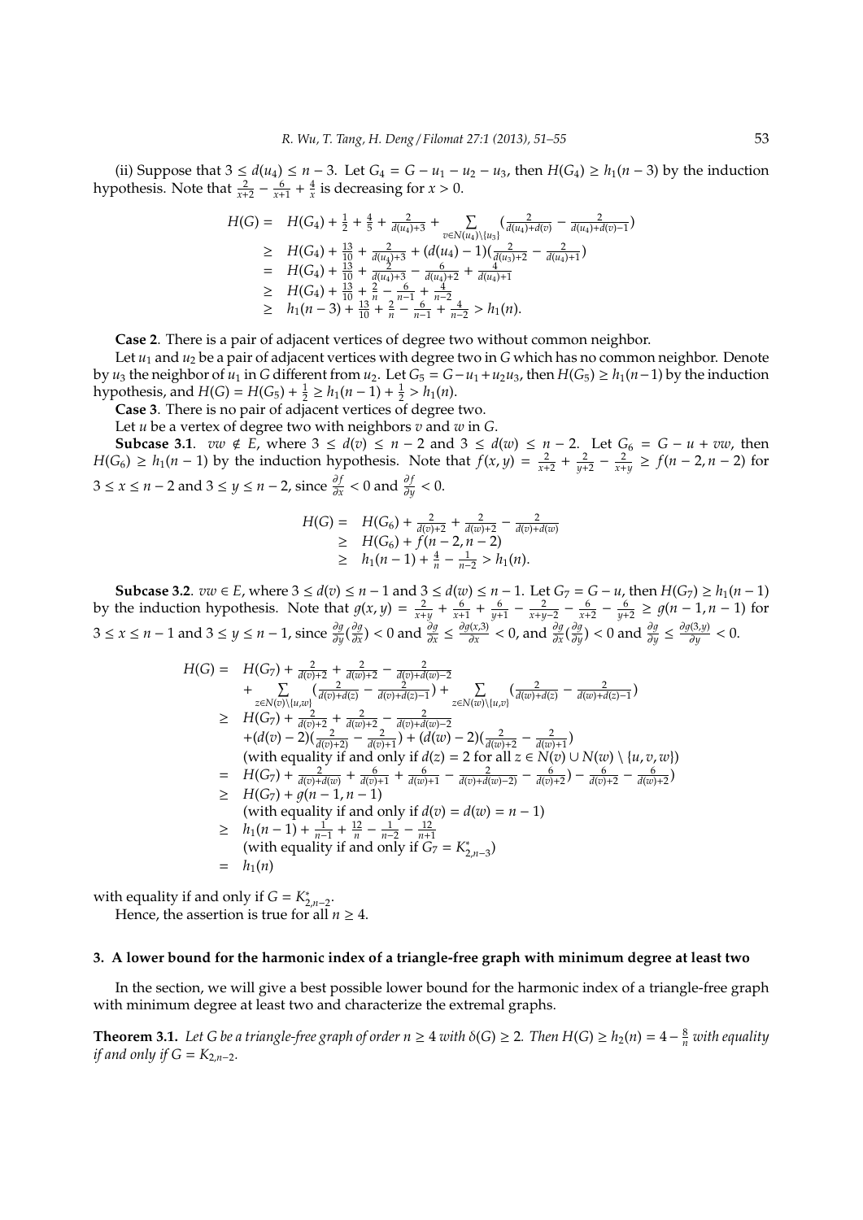(ii) Suppose that $3 \leq d(u_4) \leq n-3$. Let $G_4 = G - u_1 - u_2 - u_3$, then $H(G_4) \geq h_1(n-3)$ by the induction hypothesis. Note that $\frac{2}{x+2} - \frac{6}{x+1} + \frac{4}{x}$ is decreasing for $x > 0$.

$$
\begin{aligned}
H(G) = &\ H(G_4) + \tfrac{1}{2} + \tfrac{4}{5} + \tfrac{2}{d(u_4)+3} + \sum_{v \in N(u_4)\setminus\{u_3\}} \left(\tfrac{2}{d(u_4)+d(v)} - \tfrac{2}{d(u_4)+d(v)-1}\right) \\
\geq &\ H(G_4) + \tfrac{13}{10} + \tfrac{2}{d(u_4)+3} + (d(u_4)-1)\left(\tfrac{2}{d(u_3)+2} - \tfrac{2}{d(u_4)+1}\right) \\
= &\ H(G_4) + \tfrac{13}{10} + \tfrac{2}{d(u_4)+3} - \tfrac{6}{d(u_4)+2} + \tfrac{4}{d(u_4)+1} \\
\geq &\ H(G_4) + \tfrac{13}{10} + \tfrac{2}{n} - \tfrac{6}{n-1} + \tfrac{4}{n-2} \\
\geq &\ h_1(n-3) + \tfrac{13}{10} + \tfrac{2}{n} - \tfrac{6}{n-1} + \tfrac{4}{n-2} > h_1(n).
\end{aligned}
$$

**Case 2**. There is a pair of adjacent vertices of degree two without common neighbor.

Let $u_1$ and $u_2$ be a pair of adjacent vertices with degree two in $G$ which has no common neighbor. Denote by $u_3$ the neighbor of $u_1$ in $G$ different from $u_2$. Let $G_5 = G - u_1 + u_2u_3$, then $H(G_5) \geq h_1(n-1)$ by the induction hypothesis, and $H(G) = H(G_5) + \frac{1}{2} \geq h_1(n-1) + \frac{1}{2} > h_1(n)$.

**Case 3**. There is no pair of adjacent vertices of degree two.

Let $u$ be a vertex of degree two with neighbors $v$ and $w$ in $G$.

**Subcase 3.1**. $vw \notin E$, where $3 \leq d(v) \leq n-2$ and $3 \leq d(w) \leq n-2$. Let $G_6 = G - u + vw$, then $H(G_6) \geq h_1(n-1)$ by the induction hypothesis. Note that $f(x,y) = \frac{2}{x+2} + \frac{2}{y+2} - \frac{2}{x+y} \geq f(n-2, n-2)$ for $3 \leq x \leq n-2$ and $3 \leq y \leq n-2$, since $\frac{\partial f}{\partial x} < 0$ and $\frac{\partial f}{\partial y} < 0$.

$$
\begin{aligned}
H(G) = &\ H(G_6) + \tfrac{2}{d(v)+2} + \tfrac{2}{d(w)+2} - \tfrac{2}{d(v)+d(w)} \\
\geq &\ H(G_6) + f(n-2, n-2) \\
\geq &\ h_1(n-1) + \tfrac{4}{n} - \tfrac{1}{n-2} > h_1(n).
\end{aligned}
$$

**Subcase 3.2**. $vw \in E$, where $3 \leq d(v) \leq n-1$ and $3 \leq d(w) \leq n-1$. Let $G_7 = G - u$, then $H(G_7) \geq h_1(n-1)$ by the induction hypothesis. Note that $g(x,y) = \frac{2}{x+y} + \frac{6}{x+1} + \frac{6}{y+1} - \frac{2}{x+y-2} - \frac{6}{x+2} - \frac{6}{y+2} \geq g(n-1, n-1)$ for $3 \leq x \leq n-1$ and $3 \leq y \leq n-1$, since $\frac{\partial g}{\partial y}(\frac{\partial g}{\partial x}) < 0$ and $\frac{\partial g}{\partial x} \leq \frac{\partial g(x,3)}{\partial x} < 0$, and $\frac{\partial g}{\partial x}(\frac{\partial g}{\partial y}) < 0$ and $\frac{\partial g}{\partial y} \leq \frac{\partial g(3,y)}{\partial y} < 0$.

$$
\begin{aligned}
H(G) = &\ H(G_7) + \tfrac{2}{d(v)+2} + \tfrac{2}{d(w)+2} - \tfrac{2}{d(v)+d(w)-2} \\
&+ \sum_{z \in N(v)\setminus\{u,w\}} \left(\tfrac{2}{d(v)+d(z)} - \tfrac{2}{d(v)+d(z)-1}\right) + \sum_{z \in N(w)\setminus\{u,v\}} \left(\tfrac{2}{d(w)+d(z)} - \tfrac{2}{d(w)+d(z)-1}\right) \\
\geq &\ H(G_7) + \tfrac{2}{d(v)+2} + \tfrac{2}{d(w)+2} - \tfrac{2}{d(v)+d(w)-2} \\
&+ (d(v)-2)\left(\tfrac{2}{d(v)+2)} - \tfrac{2}{d(v)+1}\right) + (d(w)-2)\left(\tfrac{2}{d(w)+2} - \tfrac{2}{d(w)+1}\right) \\
&\text{(with equality if and only if } d(z) = 2 \text{ for all } z \in N(v) \cup N(w) \setminus \{u, v, w\}) \\
= &\ H(G_7) + \tfrac{2}{d(v)+d(w)} + \tfrac{6}{d(v)+1} + \tfrac{6}{d(w)+1} - \tfrac{2}{d(v)+d(w)-2)} - \tfrac{6}{d(v)+2}) - \tfrac{6}{d(v)+2} - \tfrac{6}{d(w)+2}) \\
\geq &\ H(G_7) + g(n-1, n-1) \\
&\text{(with equality if and only if } d(v) = d(w) = n-1) \\
\geq &\ h_1(n-1) + \tfrac{1}{n-1} + \tfrac{12}{n} - \tfrac{1}{n-2} - \tfrac{12}{n+1} \\
&\text{(with equality if and only if } G_7 = K^*_{2,n-3}) \\
= &\ h_1(n)
\end{aligned}
$$

with equality if and only if $G = K^*_{2,n-2}$.

Hence, the assertion is true for all $n \geq 4$.

## 3. A lower bound for the harmonic index of a triangle-free graph with minimum degree at least two

In the section, we will give a best possible lower bound for the harmonic index of a triangle-free graph with minimum degree at least two and characterize the extremal graphs.

**Theorem 3.1.** *Let $G$ be a triangle-free graph of order $n \geq 4$ with $\delta(G) \geq 2$. Then $H(G) \geq h_2(n) = 4 - \frac{8}{n}$ with equality if and only if $G = K_{2,n-2}$.*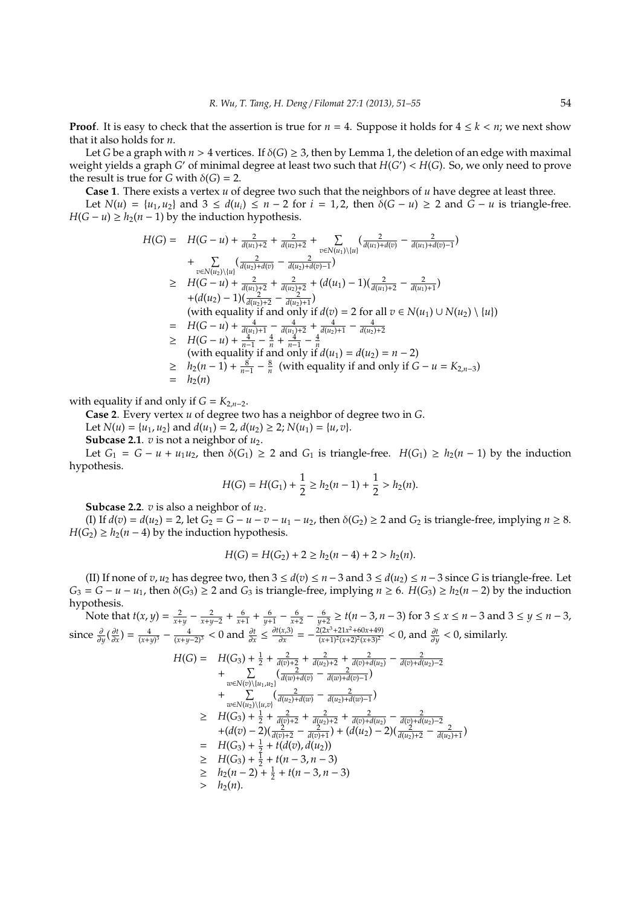**Proof**. It is easy to check that the assertion is true for $n = 4$. Suppose it holds for $4 \le k < n$; we next show that it also holds for $n$.

Let $G$ be a graph with $n > 4$ vertices. If $\delta(G) \ge 3$, then by Lemma 1, the deletion of an edge with maximal weight yields a graph $G'$ of minimal degree at least two such that $H(G') < H(G)$. So, we only need to prove the result is true for $G$ with $\delta(G) = 2$.

**Case 1**. There exists a vertex $u$ of degree two such that the neighbors of $u$ have degree at least three.

Let $N(u) = \{u_1, u_2\}$ and $3 \le d(u_i) \le n-2$ for $i = 1, 2$, then $\delta(G - u) \ge 2$ and $G - u$ is triangle-free. $H(G - u) \ge h_2(n-1)$ by the induction hypothesis.

$$
\begin{aligned}
H(G) = \;& H(G-u) + \tfrac{2}{d(u_1)+2} + \tfrac{2}{d(u_2)+2} + \sum_{v \in N(u_1)\setminus\{u\}} \left(\tfrac{2}{d(u_1)+d(v)} - \tfrac{2}{d(u_1)+d(v)-1}\right) \\
& + \sum_{v \in N(u_2)\setminus\{u\}} \left(\tfrac{2}{d(u_2)+d(v)} - \tfrac{2}{d(u_2)+d(v)-1}\right) \\
\ge \;& H(G-u) + \tfrac{2}{d(u_1)+2} + \tfrac{2}{d(u_2)+2} + (d(u_1)-1)\left(\tfrac{2}{d(u_1)+2} - \tfrac{2}{d(u_1)+1}\right) \\
& + (d(u_2)-1)\left(\tfrac{2}{d(u_2)+2} - \tfrac{2}{d(u_2)+1}\right) \\
& \text{(with equality if and only if } d(v) = 2 \text{ for all } v \in N(u_1) \cup N(u_2) \setminus \{u\}) \\
= \;& H(G-u) + \tfrac{4}{d(u_1)+1} - \tfrac{4}{d(u_1)+2} + \tfrac{4}{d(u_2)+1} - \tfrac{4}{d(u_2)+2} \\
\ge \;& H(G-u) + \tfrac{4}{n-1} - \tfrac{4}{n} + \tfrac{4}{n-1} - \tfrac{4}{n} \\
& \text{(with equality if and only if } d(u_1) = d(u_2) = n-2) \\
\ge \;& h_2(n-1) + \tfrac{8}{n-1} - \tfrac{8}{n} \;\; \text{(with equality if and only if } G - u = K_{2,n-3}) \\
= \;& h_2(n)
\end{aligned}
$$

with equality if and only if $G = K_{2,n-2}$.

**Case 2**. Every vertex $u$ of degree two has a neighbor of degree two in $G$.

Let $N(u) = \{u_1, u_2\}$ and $d(u_1) = 2$, $d(u_2) \ge 2$; $N(u_1) = \{u, v\}$.

**Subcase 2.1**. $v$ is not a neighbor of $u_2$.

Let $G_1 = G - u + u_1u_2$, then $\delta(G_1) \ge 2$ and $G_1$ is triangle-free. $H(G_1) \ge h_2(n-1)$ by the induction hypothesis.

$$H(G) = H(G_1) + \frac{1}{2} \ge h_2(n-1) + \frac{1}{2} > h_2(n).$$

**Subcase 2.2**. $v$ is also a neighbor of $u_2$.

(I) If $d(v) = d(u_2) = 2$, let $G_2 = G - u - v - u_1 - u_2$, then $\delta(G_2) \ge 2$ and $G_2$ is triangle-free, implying $n \ge 8$. $H(G_2) \ge h_2(n-4)$ by the induction hypothesis.

$$H(G) = H(G_2) + 2 \ge h_2(n-4) + 2 > h_2(n).$$

(II) If none of $v, u_2$ has degree two, then $3 \le d(v) \le n-3$ and $3 \le d(u_2) \le n-3$ since $G$ is triangle-free. Let $G_3 = G - u - u_1$, then $\delta(G_3) \ge 2$ and $G_3$ is triangle-free, implying $n \ge 6$. $H(G_3) \ge h_2(n-2)$ by the induction hypothesis.

Note that $t(x, y) = \frac{2}{x+y} - \frac{2}{x+y-2} + \frac{6}{x+1} + \frac{6}{y+1} - \frac{6}{x+2} - \frac{6}{y+2} \ge t(n-3, n-3)$ for $3 \le x \le n-3$ and $3 \le y \le n-3$, since $\frac{\partial}{\partial y}\left(\frac{\partial t}{\partial x}\right) = \frac{4}{(x+y)^3} - \frac{4}{(x+y-2)^3} < 0$ and $\frac{\partial t}{\partial x} \le \frac{\partial t(x,3)}{\partial x} = -\frac{2(2x^3+21x^2+60x+49)}{(x+1)^2(x+2)^2(x+3)^2} < 0$, and $\frac{\partial t}{\partial y} < 0$, similarly.

$$
\begin{aligned}
H(G) = \;& H(G_3) + \tfrac{1}{2} + \tfrac{2}{d(v)+2} + \tfrac{2}{d(u_2)+2} + \tfrac{2}{d(v)+d(u_2)} - \tfrac{2}{d(v)+d(u_2)-2} \\
& + \sum_{w \in N(v)\setminus\{u_1,u_2\}} \left(\tfrac{2}{d(w)+d(v)} - \tfrac{2}{d(w)+d(v)-1}\right) \\
& + \sum_{w \in N(u_2)\setminus\{u,v\}} \left(\tfrac{2}{d(u_2)+d(w)} - \tfrac{2}{d(u_2)+d(w)-1}\right) \\
\ge \;& H(G_3) + \tfrac{1}{2} + \tfrac{2}{d(v)+2} + \tfrac{2}{d(u_2)+2} + \tfrac{2}{d(v)+d(u_2)} - \tfrac{2}{d(v)+d(u_2)-2} \\
& + (d(v)-2)\left(\tfrac{2}{d(v)+2} - \tfrac{2}{d(v)+1}\right) + (d(u_2)-2)\left(\tfrac{2}{d(u_2)+2} - \tfrac{2}{d(u_2)+1}\right) \\
= \;& H(G_3) + \tfrac{1}{2} + t(d(v), d(u_2)) \\
\ge \;& H(G_3) + \tfrac{1}{2} + t(n-3, n-3) \\
\ge \;& h_2(n-2) + \tfrac{1}{2} + t(n-3, n-3) \\
> \;& h_2(n).
\end{aligned}
$$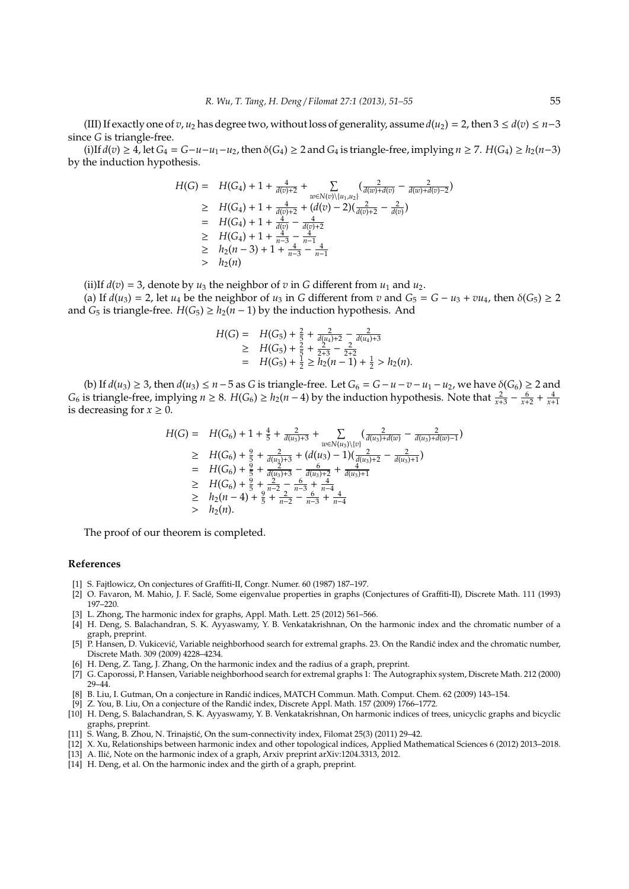(III) If exactly one of $v, u_2$ has degree two, without loss of generality, assume $d(u_2) = 2$, then $3 \le d(v) \le n-3$ since $G$ is triangle-free.

(i)If $d(v) \ge 4$, let $G_4 = G - u - u_1 - u_2$, then $\delta(G_4) \ge 2$ and $G_4$ is triangle-free, implying $n \ge 7$. $H(G_4) \ge h_2(n-3)$ by the induction hypothesis.

$$
\begin{aligned}
H(G) = &\ \ H(G_4) + 1 + \frac{4}{d(v)+2} + \sum_{w \in N(v)\setminus\{u_1,u_2\}} \left(\frac{2}{d(w)+d(v)} - \frac{2}{d(w)+d(v)-2}\right) \\
\ge &\ \ H(G_4) + 1 + \frac{4}{d(v)+2} + (d(v)-2)\left(\frac{2}{d(v)+2} - \frac{2}{d(v)}\right) \\
= &\ \ H(G_4) + 1 + \frac{4}{d(v)} - \frac{4}{d(v)+2} \\
\ge &\ \ H(G_4) + 1 + \frac{4}{n-3} - \frac{4}{n-1} \\
\ge &\ \ h_2(n-3) + 1 + \frac{4}{n-3} - \frac{4}{n-1} \\
> &\ \ h_2(n)
\end{aligned}
$$

(ii)If $d(v) = 3$, denote by $u_3$ the neighbor of $v$ in $G$ different from $u_1$ and $u_2$.

(a) If $d(u_3) = 2$, let $u_4$ be the neighbor of $u_3$ in $G$ different from $v$ and $G_5 = G - u_3 + vu_4$, then $\delta(G_5) \ge 2$ and $G_5$ is triangle-free. $H(G_5) \ge h_2(n-1)$ by the induction hypothesis. And

$$
\begin{aligned}
H(G) = &\ \ H(G_5) + \frac{2}{5} + \frac{2}{d(u_4)+2} - \frac{2}{d(u_4)+3} \\
\ge &\ \ H(G_5) + \frac{2}{5} + \frac{2}{2+3} - \frac{2}{2+2} \\
= &\ \ H(G_5) + \frac{1}{2} \ge h_2(n-1) + \frac{1}{2} > h_2(n).
\end{aligned}
$$

(b) If $d(u_3) \ge 3$, then $d(u_3) \le n-5$ as $G$ is triangle-free. Let $G_6 = G - u - v - u_1 - u_2$, we have $\delta(G_6) \ge 2$ and $G_6$ is triangle-free, implying $n \ge 8$. $H(G_6) \ge h_2(n-4)$ by the induction hypothesis. Note that $\frac{2}{x+3} - \frac{6}{x+2} + \frac{4}{x+1}$ is decreasing for $x \ge 0$.

$$
\begin{aligned}
H(G) = &\ \ H(G_6) + 1 + \frac{4}{5} + \frac{2}{d(u_3)+3} + \sum_{w \in N(u_3)\setminus\{v\}} \left(\frac{2}{d(u_3)+d(w)} - \frac{2}{d(u_3)+d(w)-1}\right) \\
\ge &\ \ H(G_6) + \frac{9}{5} + \frac{2}{d(u_3)+3} + (d(u_3)-1)\left(\frac{2}{d(u_3)+2} - \frac{2}{d(u_3)+1}\right) \\
= &\ \ H(G_6) + \frac{9}{5} + \frac{2}{d(u_3)+3} - \frac{6}{d(u_3)+2} + \frac{4}{d(u_3)+1} \\
\ge &\ \ H(G_6) + \frac{9}{5} + \frac{2}{n-2} - \frac{6}{n-3} + \frac{4}{n-4} \\
\ge &\ \ h_2(n-4) + \frac{9}{5} + \frac{2}{n-2} - \frac{6}{n-3} + \frac{4}{n-4} \\
> &\ \ h_2(n).
\end{aligned}
$$

The proof of our theorem is completed.

## References

[1] S. Fajtlowicz, On conjectures of Graffiti-II, Congr. Numer. 60 (1987) 187–197.

[2] O. Favaron, M. Mahio, J. F. Saclé, Some eigenvalue properties in graphs (Conjectures of Graffiti-II), Discrete Math. 111 (1993) 197–220.

[3] L. Zhong, The harmonic index for graphs, Appl. Math. Lett. 25 (2012) 561–566.

[4] H. Deng, S. Balachandran, S. K. Ayyaswamy, Y. B. Venkatakrishnan, On the harmonic index and the chromatic number of a graph, preprint.

[5] P. Hansen, D. Vukicević, Variable neighborhood search for extremal graphs. 23. On the Randić index and the chromatic number, Discrete Math. 309 (2009) 4228–4234.

[6] H. Deng, Z. Tang, J. Zhang, On the harmonic index and the radius of a graph, preprint.

[7] G. Caporossi, P. Hansen, Variable neighborhood search for extremal graphs 1: The Autographix system, Discrete Math. 212 (2000) 29–44.

[8] B. Liu, I. Gutman, On a conjecture in Randić indices, MATCH Commun. Math. Comput. Chem. 62 (2009) 143–154.

[9] Z. You, B. Liu, On a conjecture of the Randić index, Discrete Appl. Math. 157 (2009) 1766–1772.

[10] H. Deng, S. Balachandran, S. K. Ayyaswamy, Y. B. Venkatakrishnan, On harmonic indices of trees, unicyclic graphs and bicyclic graphs, preprint.

[11] S. Wang, B. Zhou, N. Trinajstić, On the sum-connectivity index, Filomat 25(3) (2011) 29–42.

[12] X. Xu, Relationships between harmonic index and other topological indices, Applied Mathematical Sciences 6 (2012) 2013–2018.

[13] A. Ilić, Note on the harmonic index of a graph, Arxiv preprint arXiv:1204.3313, 2012.

[14] H. Deng, et al. On the harmonic index and the girth of a graph, preprint.